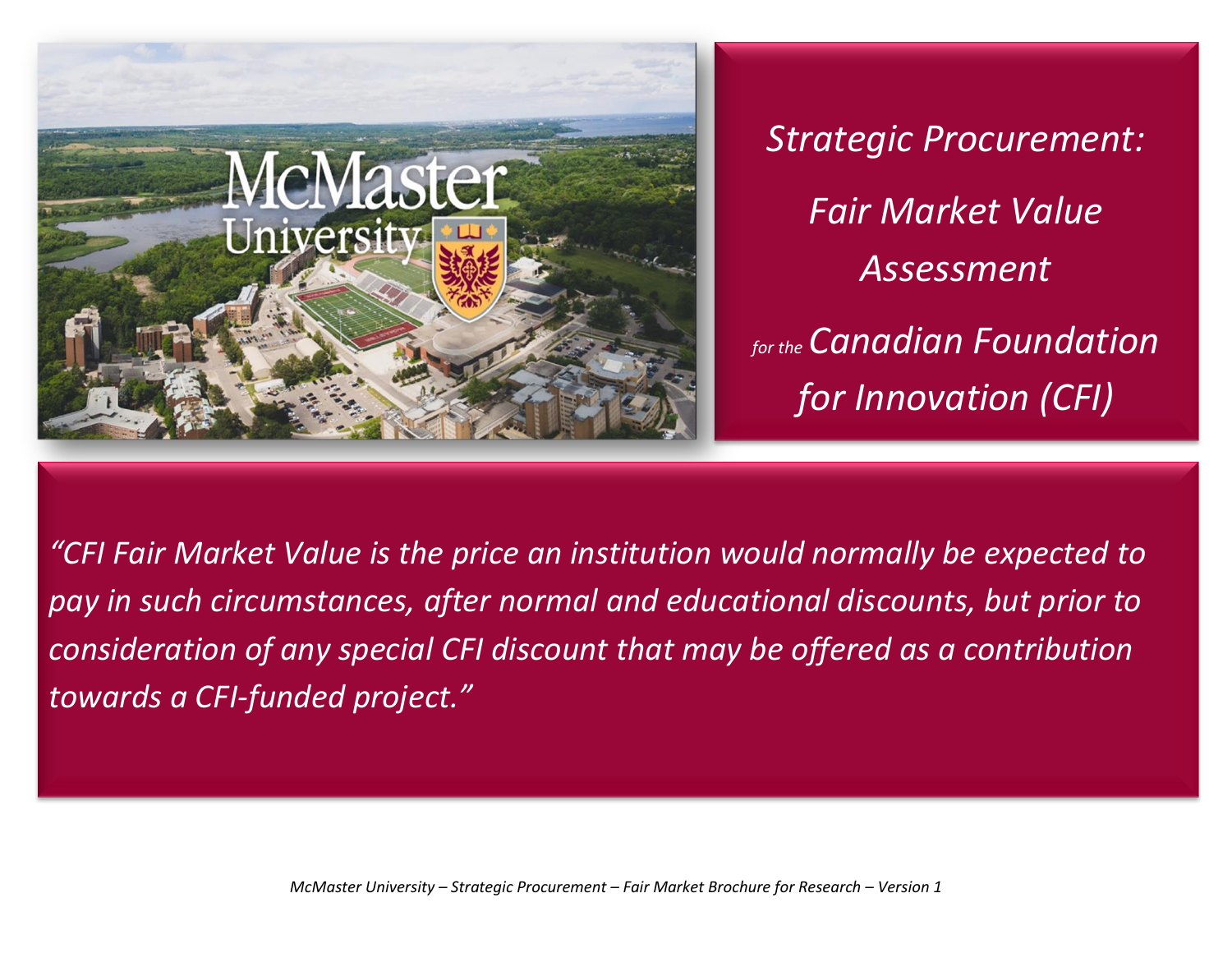# *Strategic Procurement: Fair Market Value Assessment*

*for the Canadian Foundation for Innovation (CFI)*

*"CFI Fair Market Value is the price an institution would normally be expected to pay in such circumstances, after normal and educational discounts, but prior to consideration of any special CFI discount that may be offered as a contribution towards a CFI-funded project."*

*McMaster University – Strategic Procurement – Fair Market Brochure for Research – Version 1*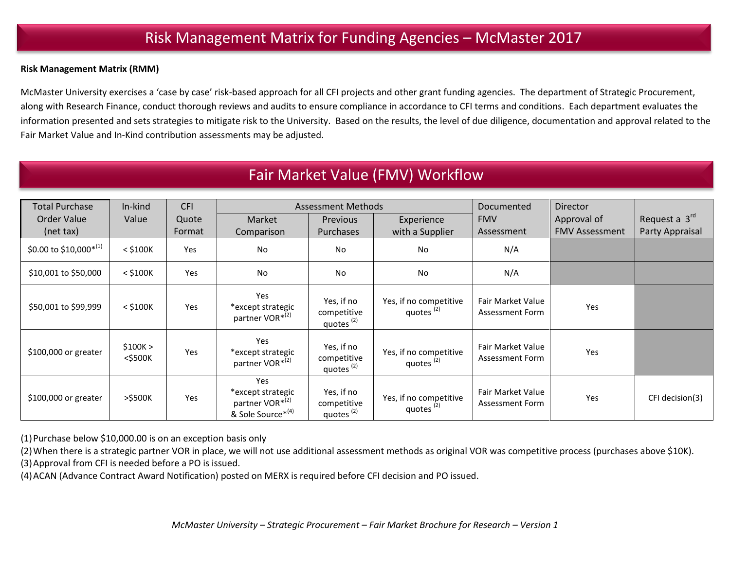# Risk Management Matrix for Funding Agencies – McMaster 2017

**Risk Management Matrix (RMM)**

McMaster University exercises a 'case by case' risk-based approach for all CFI projects and other grant funding agencies. The department of Strategic Procurement, along with Research Finance, conduct thorough reviews and audits to ensure compliance in accordance to CFI terms and conditions. Each department evaluates the information presented and sets strategies to mitigate risk to the University. Based on the results, the level of due diligence, documentation and approval related to the Fair Market Value and In-Kind contribution assessments may be adjusted.

## Fair Market Value (FMV) Workflow

| Total Purchase Order Value (net tax) | In-kind Value | CFI Quote Format | Assessment Methods | | | Documented FMV Assessment | Director Approval of FMV Assessment | Request a 3rd Party Appraisal |
|---|---|---|---|---|---|---|---|---|
| | | | Market Comparison | Previous Purchases | Experience with a Supplier | | | |
| $0.00 to $10,000*(1) | < $100K | Yes | No | No | No | N/A | | |
| $10,001 to $50,000 | < $100K | Yes | No | No | No | N/A | | |
| $50,001 to $99,999 | < $100K | Yes | Yes *except strategic partner VOR*(2) | Yes, if no competitive quotes (2) | Yes, if no competitive quotes (2) | Fair Market Value Assessment Form | Yes | |
| $100,000 or greater | $100K > <$500K | Yes | Yes *except strategic partner VOR*(2) | Yes, if no competitive quotes (2) | Yes, if no competitive quotes (2) | Fair Market Value Assessment Form | Yes | |
| $100,000 or greater | >$500K | Yes | Yes *except strategic partner VOR*(2) & Sole Source*(4) | Yes, if no competitive quotes (2) | Yes, if no competitive quotes (2) | Fair Market Value Assessment Form | Yes | CFI decision(3) |

(1) Purchase below $10,000.00 is on an exception basis only

(2) When there is a strategic partner VOR in place, we will not use additional assessment methods as original VOR was competitive process (purchases above $10K).

(3) Approval from CFI is needed before a PO is issued.

(4) ACAN (Advance Contract Award Notification) posted on MERX is required before CFI decision and PO issued.

*McMaster University – Strategic Procurement – Fair Market Brochure for Research – Version 1*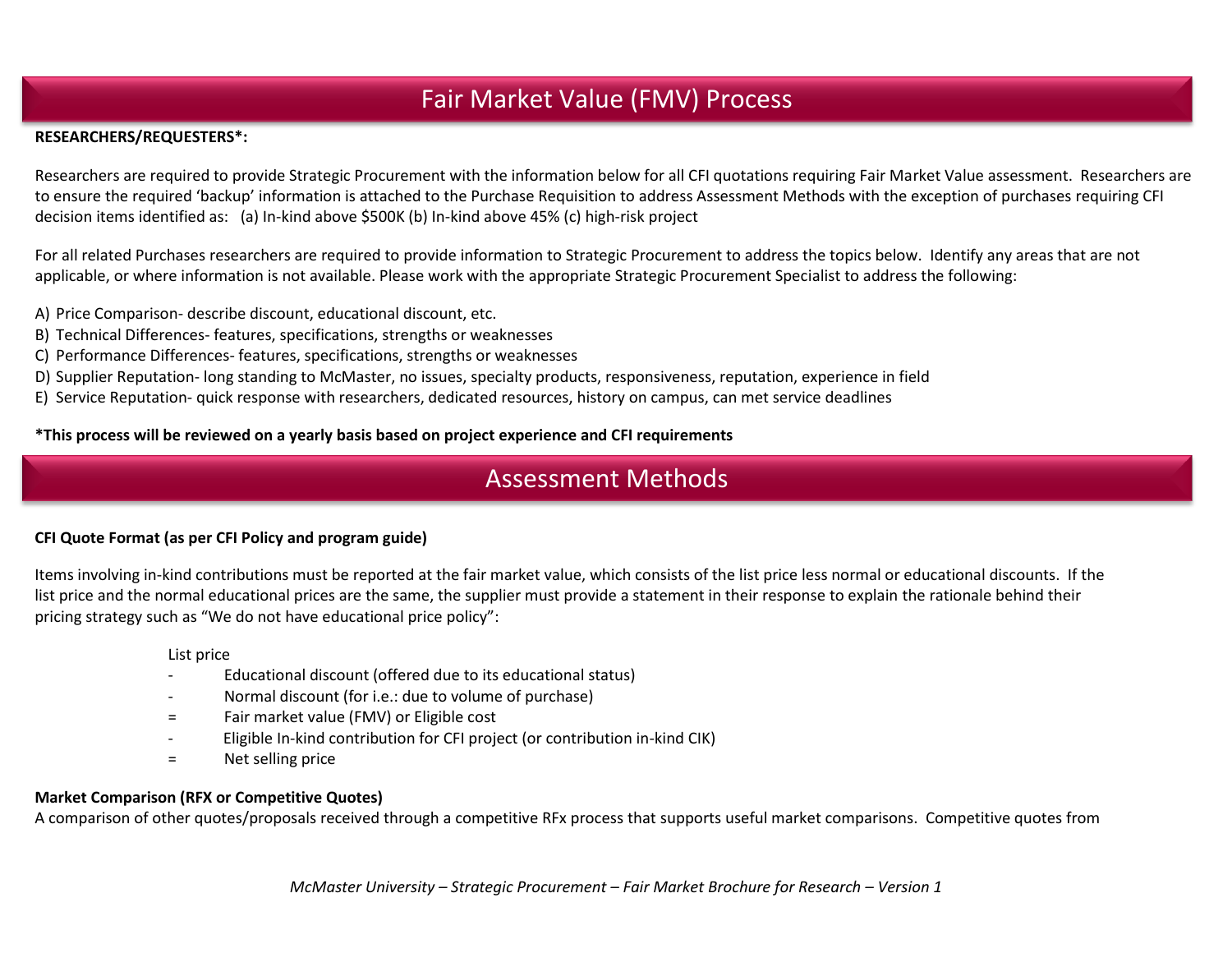# Fair Market Value (FMV) Process

**RESEARCHERS/REQUESTERS*:**

Researchers are required to provide Strategic Procurement with the information below for all CFI quotations requiring Fair Market Value assessment. Researchers are to ensure the required 'backup' information is attached to the Purchase Requisition to address Assessment Methods with the exception of purchases requiring CFI decision items identified as: (a) In-kind above $500K (b) In-kind above 45% (c) high-risk project

For all related Purchases researchers are required to provide information to Strategic Procurement to address the topics below. Identify any areas that are not applicable, or where information is not available. Please work with the appropriate Strategic Procurement Specialist to address the following:

A) Price Comparison- describe discount, educational discount, etc.
B) Technical Differences- features, specifications, strengths or weaknesses
C) Performance Differences- features, specifications, strengths or weaknesses
D) Supplier Reputation- long standing to McMaster, no issues, specialty products, responsiveness, reputation, experience in field
E) Service Reputation- quick response with researchers, dedicated resources, history on campus, can met service deadlines

***This process will be reviewed on a yearly basis based on project experience and CFI requirements**

# Assessment Methods

**CFI Quote Format (as per CFI Policy and program guide)**

Items involving in-kind contributions must be reported at the fair market value, which consists of the list price less normal or educational discounts. If the list price and the normal educational prices are the same, the supplier must provide a statement in their response to explain the rationale behind their pricing strategy such as "We do not have educational price policy":

| | |
|---|---|
| | List price |
| - | Educational discount (offered due to its educational status) |
| - | Normal discount (for i.e.: due to volume of purchase) |
| = | Fair market value (FMV) or Eligible cost |
| - | Eligible In-kind contribution for CFI project (or contribution in-kind CIK) |
| = | Net selling price |

**Market Comparison (RFX or Competitive Quotes)**

A comparison of other quotes/proposals received through a competitive RFx process that supports useful market comparisons. Competitive quotes from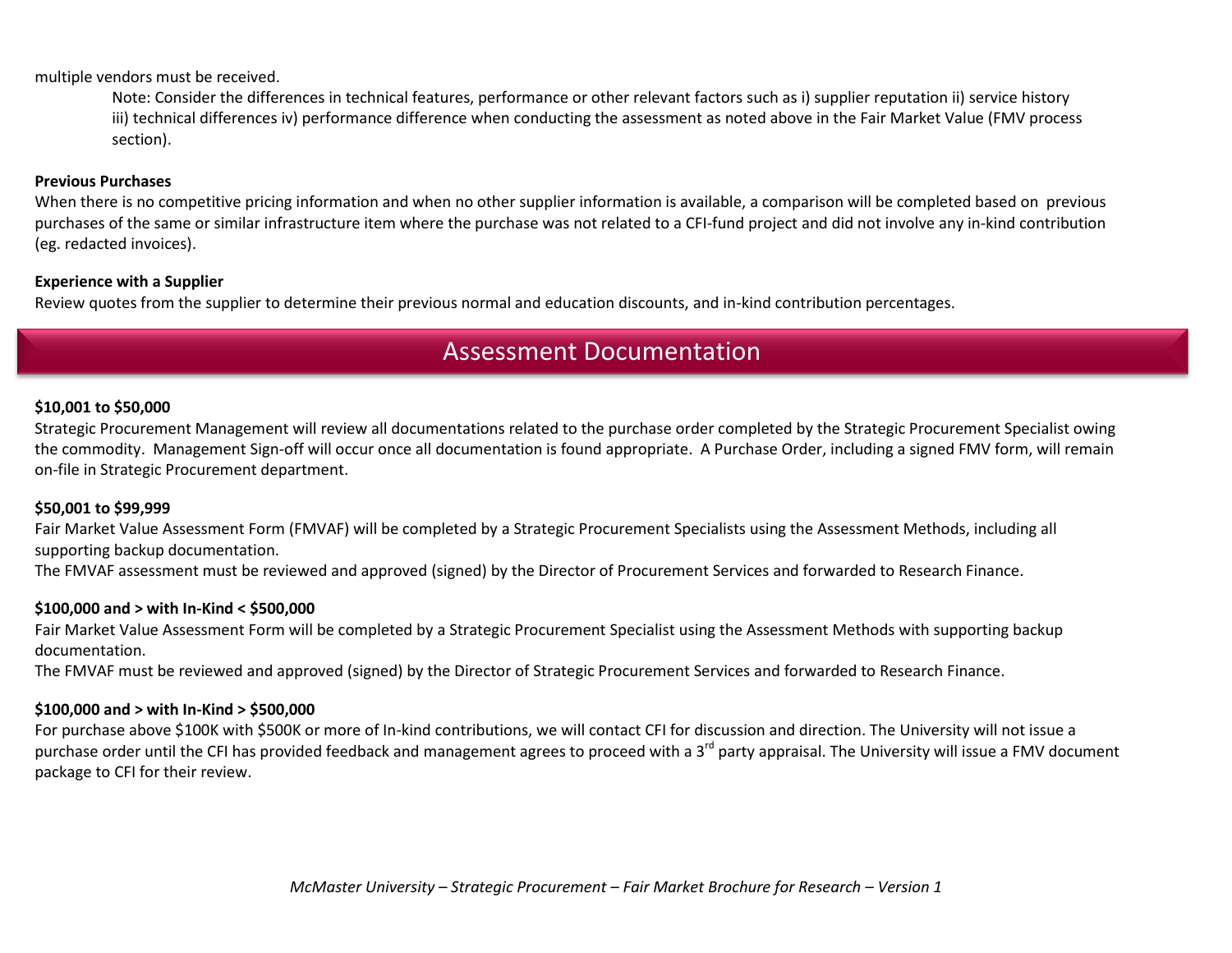multiple vendors must be received.

> Note: Consider the differences in technical features, performance or other relevant factors such as i) supplier reputation ii) service history iii) technical differences iv) performance difference when conducting the assessment as noted above in the Fair Market Value (FMV process section).

**Previous Purchases**

When there is no competitive pricing information and when no other supplier information is available, a comparison will be completed based on previous purchases of the same or similar infrastructure item where the purchase was not related to a CFI-fund project and did not involve any in-kind contribution (eg. redacted invoices).

**Experience with a Supplier**

Review quotes from the supplier to determine their previous normal and education discounts, and in-kind contribution percentages.

## Assessment Documentation

**$10,001 to $50,000**

Strategic Procurement Management will review all documentations related to the purchase order completed by the Strategic Procurement Specialist owing the commodity. Management Sign-off will occur once all documentation is found appropriate. A Purchase Order, including a signed FMV form, will remain on-file in Strategic Procurement department.

**$50,001 to $99,999**

Fair Market Value Assessment Form (FMVAF) will be completed by a Strategic Procurement Specialists using the Assessment Methods, including all supporting backup documentation.

The FMVAF assessment must be reviewed and approved (signed) by the Director of Procurement Services and forwarded to Research Finance.

**$100,000 and > with In-Kind < $500,000**

Fair Market Value Assessment Form will be completed by a Strategic Procurement Specialist using the Assessment Methods with supporting backup documentation.

The FMVAF must be reviewed and approved (signed) by the Director of Strategic Procurement Services and forwarded to Research Finance.

**$100,000 and > with In-Kind > $500,000**

For purchase above $100K with $500K or more of In-kind contributions, we will contact CFI for discussion and direction. The University will not issue a purchase order until the CFI has provided feedback and management agrees to proceed with a 3rd party appraisal. The University will issue a FMV document package to CFI for their review.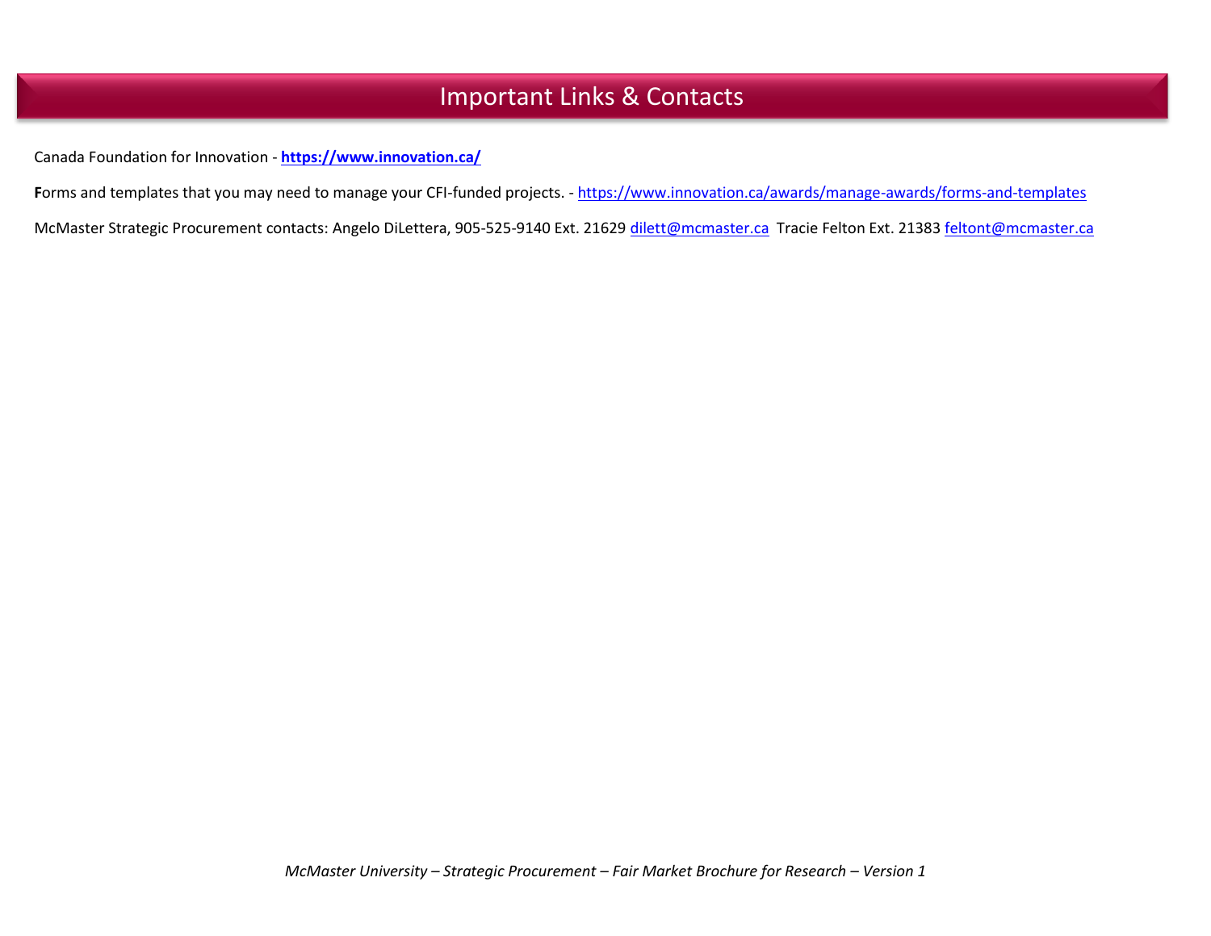# Important Links & Contacts

Canada Foundation for Innovation - **https://www.innovation.ca/**

**F**orms and templates that you may need to manage your CFI-funded projects. - https://www.innovation.ca/awards/manage-awards/forms-and-templates

McMaster Strategic Procurement contacts: Angelo DiLettera, 905-525-9140 Ext. 21629 dilett@mcmaster.ca  Tracie Felton Ext. 21383 feltont@mcmaster.ca

*McMaster University – Strategic Procurement – Fair Market Brochure for Research – Version 1*